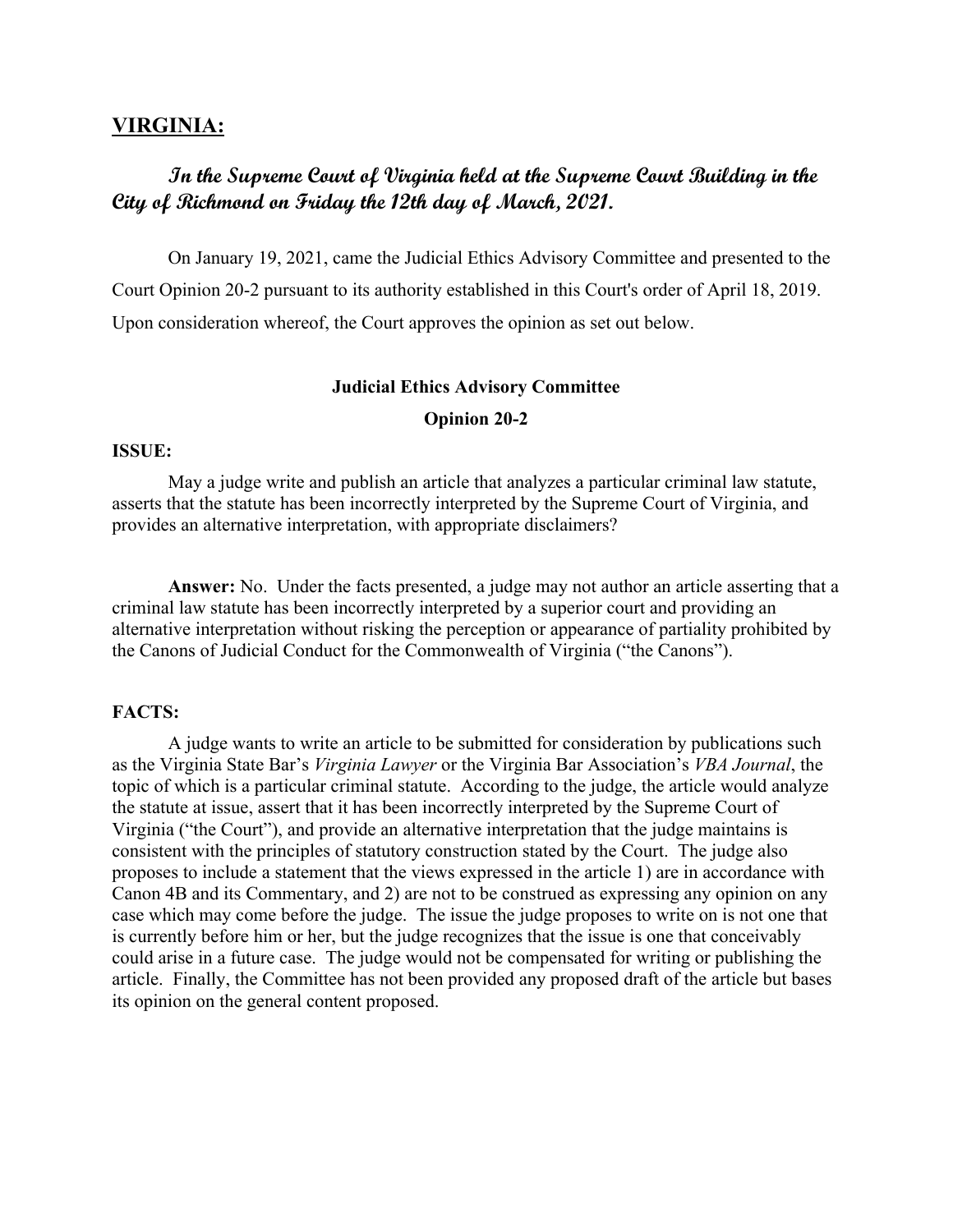## VIRGINIA:

***In the Supreme Court of Virginia held at the Supreme Court Building in the City of Richmond on Friday the 12th day of March, 2021.***

On January 19, 2021, came the Judicial Ethics Advisory Committee and presented to the Court Opinion 20-2 pursuant to its authority established in this Court's order of April 18, 2019. Upon consideration whereof, the Court approves the opinion as set out below.

**Judicial Ethics Advisory Committee**

**Opinion 20-2**

**ISSUE:**

May a judge write and publish an article that analyzes a particular criminal law statute, asserts that the statute has been incorrectly interpreted by the Supreme Court of Virginia, and provides an alternative interpretation, with appropriate disclaimers?

**Answer:** No. Under the facts presented, a judge may not author an article asserting that a criminal law statute has been incorrectly interpreted by a superior court and providing an alternative interpretation without risking the perception or appearance of partiality prohibited by the Canons of Judicial Conduct for the Commonwealth of Virginia ("the Canons").

**FACTS:**

A judge wants to write an article to be submitted for consideration by publications such as the Virginia State Bar's *Virginia Lawyer* or the Virginia Bar Association's *VBA Journal*, the topic of which is a particular criminal statute. According to the judge, the article would analyze the statute at issue, assert that it has been incorrectly interpreted by the Supreme Court of Virginia ("the Court"), and provide an alternative interpretation that the judge maintains is consistent with the principles of statutory construction stated by the Court. The judge also proposes to include a statement that the views expressed in the article 1) are in accordance with Canon 4B and its Commentary, and 2) are not to be construed as expressing any opinion on any case which may come before the judge. The issue the judge proposes to write on is not one that is currently before him or her, but the judge recognizes that the issue is one that conceivably could arise in a future case. The judge would not be compensated for writing or publishing the article. Finally, the Committee has not been provided any proposed draft of the article but bases its opinion on the general content proposed.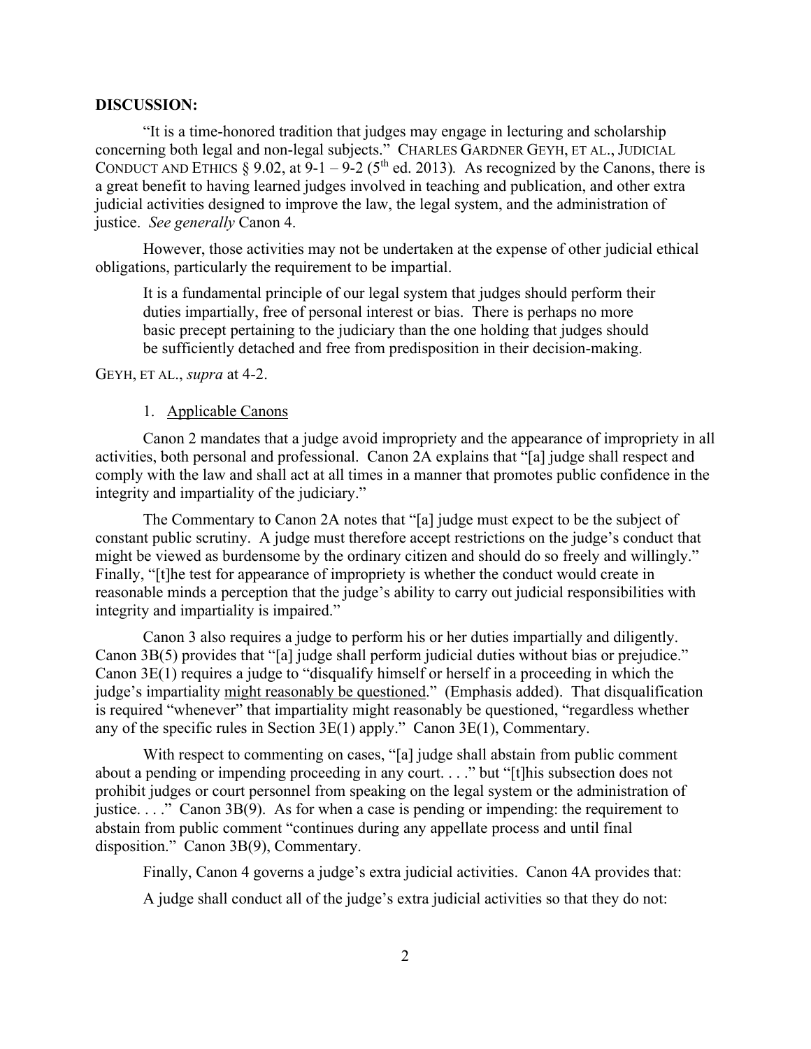**DISCUSSION:**

"It is a time-honored tradition that judges may engage in lecturing and scholarship concerning both legal and non-legal subjects." CHARLES GARDNER GEYH, ET AL., JUDICIAL CONDUCT AND ETHICS § 9.02, at 9-1 – 9-2 (5th ed. 2013). As recognized by the Canons, there is a great benefit to having learned judges involved in teaching and publication, and other extra judicial activities designed to improve the law, the legal system, and the administration of justice. *See generally* Canon 4.

However, those activities may not be undertaken at the expense of other judicial ethical obligations, particularly the requirement to be impartial.

> It is a fundamental principle of our legal system that judges should perform their duties impartially, free of personal interest or bias. There is perhaps no more basic precept pertaining to the judiciary than the one holding that judges should be sufficiently detached and free from predisposition in their decision-making.

GEYH, ET AL., *supra* at 4-2.

1. Applicable Canons

Canon 2 mandates that a judge avoid impropriety and the appearance of impropriety in all activities, both personal and professional. Canon 2A explains that "[a] judge shall respect and comply with the law and shall act at all times in a manner that promotes public confidence in the integrity and impartiality of the judiciary."

The Commentary to Canon 2A notes that "[a] judge must expect to be the subject of constant public scrutiny. A judge must therefore accept restrictions on the judge's conduct that might be viewed as burdensome by the ordinary citizen and should do so freely and willingly." Finally, "[t]he test for appearance of impropriety is whether the conduct would create in reasonable minds a perception that the judge's ability to carry out judicial responsibilities with integrity and impartiality is impaired."

Canon 3 also requires a judge to perform his or her duties impartially and diligently. Canon 3B(5) provides that "[a] judge shall perform judicial duties without bias or prejudice." Canon 3E(1) requires a judge to "disqualify himself or herself in a proceeding in which the judge's impartiality might reasonably be questioned." (Emphasis added). That disqualification is required "whenever" that impartiality might reasonably be questioned, "regardless whether any of the specific rules in Section 3E(1) apply." Canon 3E(1), Commentary.

With respect to commenting on cases, "[a] judge shall abstain from public comment about a pending or impending proceeding in any court. . . ." but "[t]his subsection does not prohibit judges or court personnel from speaking on the legal system or the administration of justice. . . ." Canon 3B(9). As for when a case is pending or impending: the requirement to abstain from public comment "continues during any appellate process and until final disposition." Canon 3B(9), Commentary.

Finally, Canon 4 governs a judge's extra judicial activities. Canon 4A provides that:

A judge shall conduct all of the judge's extra judicial activities so that they do not: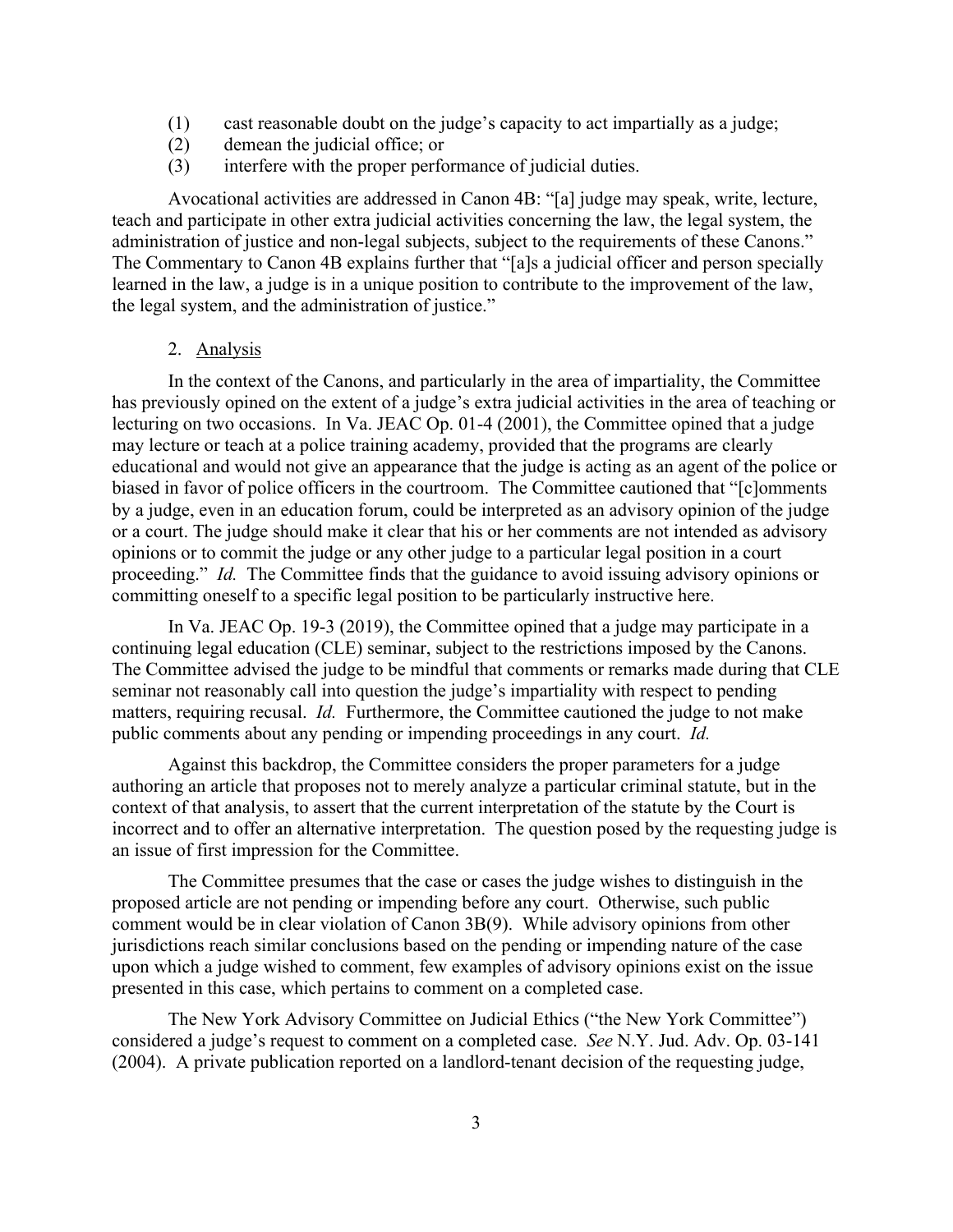(1) cast reasonable doubt on the judge's capacity to act impartially as a judge;
(2) demean the judicial office; or
(3) interfere with the proper performance of judicial duties.

Avocational activities are addressed in Canon 4B: "[a] judge may speak, write, lecture, teach and participate in other extra judicial activities concerning the law, the legal system, the administration of justice and non-legal subjects, subject to the requirements of these Canons." The Commentary to Canon 4B explains further that "[a]s a judicial officer and person specially learned in the law, a judge is in a unique position to contribute to the improvement of the law, the legal system, and the administration of justice."

2. Analysis

In the context of the Canons, and particularly in the area of impartiality, the Committee has previously opined on the extent of a judge's extra judicial activities in the area of teaching or lecturing on two occasions. In Va. JEAC Op. 01-4 (2001), the Committee opined that a judge may lecture or teach at a police training academy, provided that the programs are clearly educational and would not give an appearance that the judge is acting as an agent of the police or biased in favor of police officers in the courtroom. The Committee cautioned that "[c]omments by a judge, even in an education forum, could be interpreted as an advisory opinion of the judge or a court. The judge should make it clear that his or her comments are not intended as advisory opinions or to commit the judge or any other judge to a particular legal position in a court proceeding." *Id.* The Committee finds that the guidance to avoid issuing advisory opinions or committing oneself to a specific legal position to be particularly instructive here.

In Va. JEAC Op. 19-3 (2019), the Committee opined that a judge may participate in a continuing legal education (CLE) seminar, subject to the restrictions imposed by the Canons. The Committee advised the judge to be mindful that comments or remarks made during that CLE seminar not reasonably call into question the judge's impartiality with respect to pending matters, requiring recusal. *Id.* Furthermore, the Committee cautioned the judge to not make public comments about any pending or impending proceedings in any court. *Id.*

Against this backdrop, the Committee considers the proper parameters for a judge authoring an article that proposes not to merely analyze a particular criminal statute, but in the context of that analysis, to assert that the current interpretation of the statute by the Court is incorrect and to offer an alternative interpretation. The question posed by the requesting judge is an issue of first impression for the Committee.

The Committee presumes that the case or cases the judge wishes to distinguish in the proposed article are not pending or impending before any court. Otherwise, such public comment would be in clear violation of Canon 3B(9). While advisory opinions from other jurisdictions reach similar conclusions based on the pending or impending nature of the case upon which a judge wished to comment, few examples of advisory opinions exist on the issue presented in this case, which pertains to comment on a completed case.

The New York Advisory Committee on Judicial Ethics ("the New York Committee") considered a judge's request to comment on a completed case. *See* N.Y. Jud. Adv. Op. 03-141 (2004). A private publication reported on a landlord-tenant decision of the requesting judge,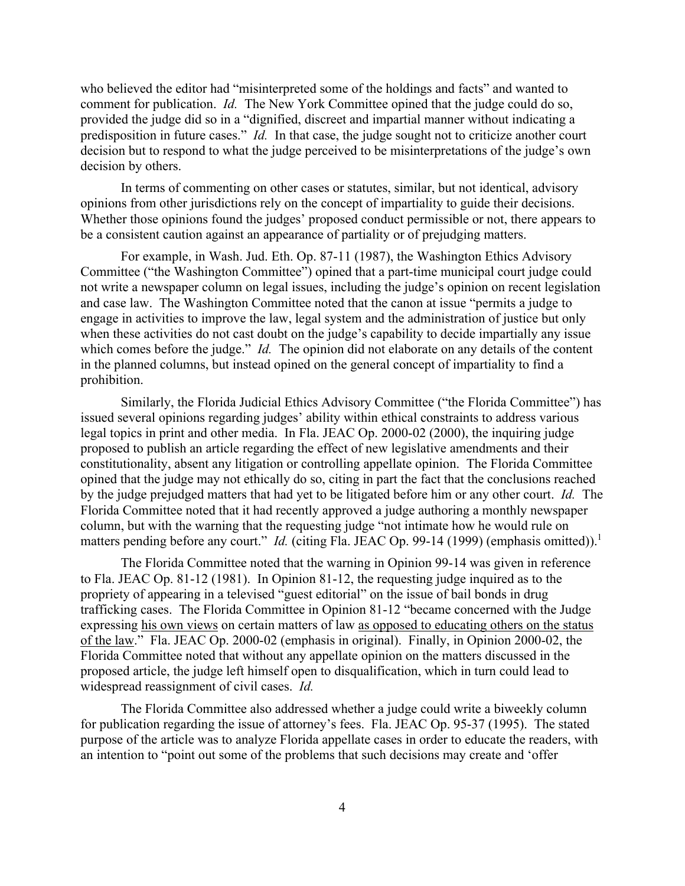who believed the editor had "misinterpreted some of the holdings and facts" and wanted to comment for publication. *Id.* The New York Committee opined that the judge could do so, provided the judge did so in a "dignified, discreet and impartial manner without indicating a predisposition in future cases." *Id.* In that case, the judge sought not to criticize another court decision but to respond to what the judge perceived to be misinterpretations of the judge's own decision by others.

In terms of commenting on other cases or statutes, similar, but not identical, advisory opinions from other jurisdictions rely on the concept of impartiality to guide their decisions. Whether those opinions found the judges' proposed conduct permissible or not, there appears to be a consistent caution against an appearance of partiality or of prejudging matters.

For example, in Wash. Jud. Eth. Op. 87-11 (1987), the Washington Ethics Advisory Committee ("the Washington Committee") opined that a part-time municipal court judge could not write a newspaper column on legal issues, including the judge's opinion on recent legislation and case law. The Washington Committee noted that the canon at issue "permits a judge to engage in activities to improve the law, legal system and the administration of justice but only when these activities do not cast doubt on the judge's capability to decide impartially any issue which comes before the judge." *Id.* The opinion did not elaborate on any details of the content in the planned columns, but instead opined on the general concept of impartiality to find a prohibition.

Similarly, the Florida Judicial Ethics Advisory Committee ("the Florida Committee") has issued several opinions regarding judges' ability within ethical constraints to address various legal topics in print and other media. In Fla. JEAC Op. 2000-02 (2000), the inquiring judge proposed to publish an article regarding the effect of new legislative amendments and their constitutionality, absent any litigation or controlling appellate opinion. The Florida Committee opined that the judge may not ethically do so, citing in part the fact that the conclusions reached by the judge prejudged matters that had yet to be litigated before him or any other court. *Id.* The Florida Committee noted that it had recently approved a judge authoring a monthly newspaper column, but with the warning that the requesting judge "not intimate how he would rule on matters pending before any court." *Id.* (citing Fla. JEAC Op. 99-14 (1999) (emphasis omitted)).[1]

The Florida Committee noted that the warning in Opinion 99-14 was given in reference to Fla. JEAC Op. 81-12 (1981). In Opinion 81-12, the requesting judge inquired as to the propriety of appearing in a televised "guest editorial" on the issue of bail bonds in drug trafficking cases. The Florida Committee in Opinion 81-12 "became concerned with the Judge expressing <u>his own views</u> on certain matters of law <u>as opposed to educating others on the status of the law</u>." Fla. JEAC Op. 2000-02 (emphasis in original). Finally, in Opinion 2000-02, the Florida Committee noted that without any appellate opinion on the matters discussed in the proposed article, the judge left himself open to disqualification, which in turn could lead to widespread reassignment of civil cases. *Id.*

The Florida Committee also addressed whether a judge could write a biweekly column for publication regarding the issue of attorney's fees. Fla. JEAC Op. 95-37 (1995). The stated purpose of the article was to analyze Florida appellate cases in order to educate the readers, with an intention to "point out some of the problems that such decisions may create and 'offer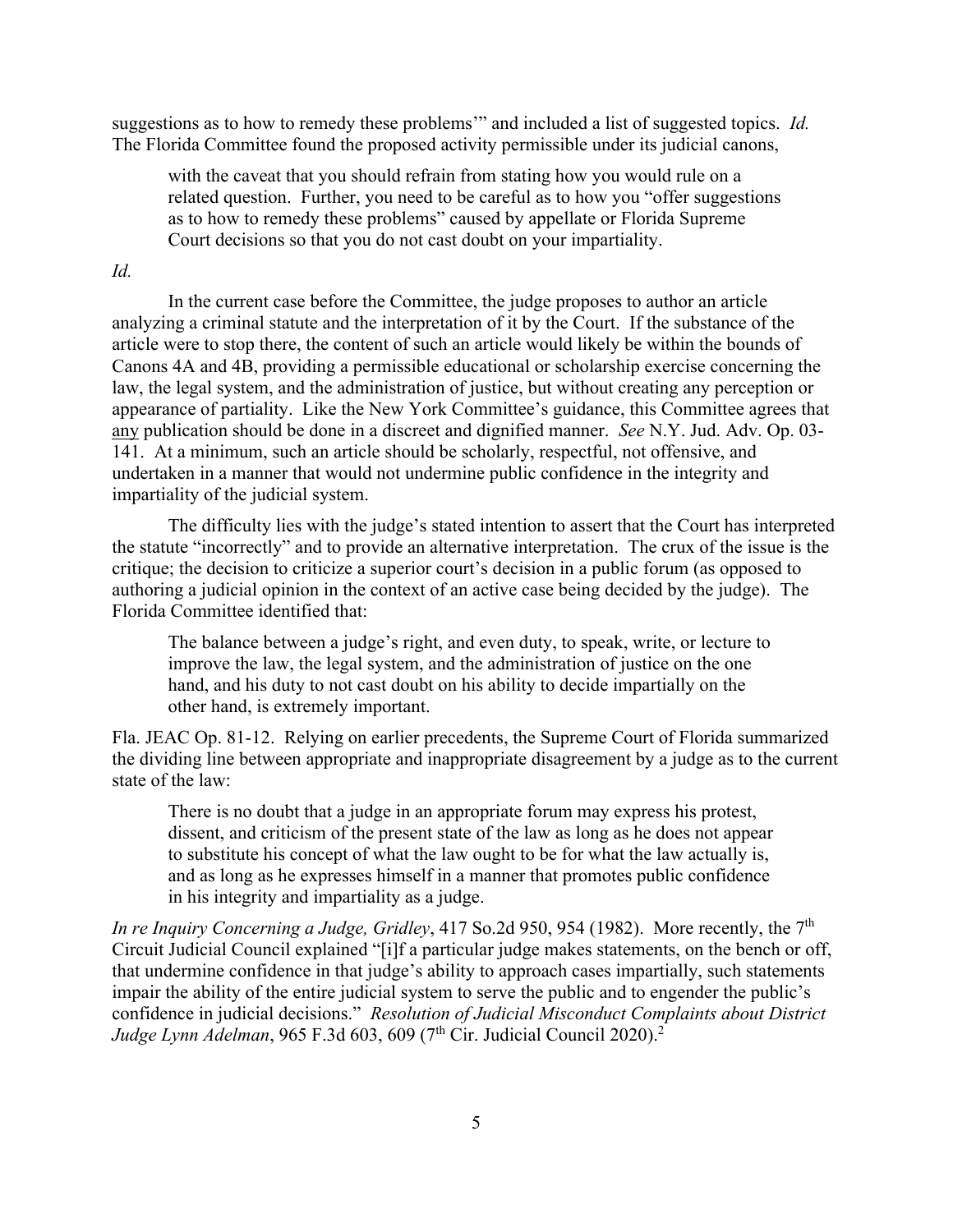suggestions as to how to remedy these problems'" and included a list of suggested topics. *Id.* The Florida Committee found the proposed activity permissible under its judicial canons,

> with the caveat that you should refrain from stating how you would rule on a related question. Further, you need to be careful as to how you "offer suggestions as to how to remedy these problems" caused by appellate or Florida Supreme Court decisions so that you do not cast doubt on your impartiality.

*Id.*

In the current case before the Committee, the judge proposes to author an article analyzing a criminal statute and the interpretation of it by the Court. If the substance of the article were to stop there, the content of such an article would likely be within the bounds of Canons 4A and 4B, providing a permissible educational or scholarship exercise concerning the law, the legal system, and the administration of justice, but without creating any perception or appearance of partiality. Like the New York Committee's guidance, this Committee agrees that <u>any</u> publication should be done in a discreet and dignified manner. *See* N.Y. Jud. Adv. Op. 03-141. At a minimum, such an article should be scholarly, respectful, not offensive, and undertaken in a manner that would not undermine public confidence in the integrity and impartiality of the judicial system.

The difficulty lies with the judge's stated intention to assert that the Court has interpreted the statute "incorrectly" and to provide an alternative interpretation. The crux of the issue is the critique; the decision to criticize a superior court's decision in a public forum (as opposed to authoring a judicial opinion in the context of an active case being decided by the judge). The Florida Committee identified that:

> The balance between a judge's right, and even duty, to speak, write, or lecture to improve the law, the legal system, and the administration of justice on the one hand, and his duty to not cast doubt on his ability to decide impartially on the other hand, is extremely important.

Fla. JEAC Op. 81-12. Relying on earlier precedents, the Supreme Court of Florida summarized the dividing line between appropriate and inappropriate disagreement by a judge as to the current state of the law:

> There is no doubt that a judge in an appropriate forum may express his protest, dissent, and criticism of the present state of the law as long as he does not appear to substitute his concept of what the law ought to be for what the law actually is, and as long as he expresses himself in a manner that promotes public confidence in his integrity and impartiality as a judge.

*In re Inquiry Concerning a Judge, Gridley*, 417 So.2d 950, 954 (1982). More recently, the 7th Circuit Judicial Council explained "[i]f a particular judge makes statements, on the bench or off, that undermine confidence in that judge's ability to approach cases impartially, such statements impair the ability of the entire judicial system to serve the public and to engender the public's confidence in judicial decisions." *Resolution of Judicial Misconduct Complaints about District Judge Lynn Adelman*, 965 F.3d 603, 609 (7th Cir. Judicial Council 2020).[2]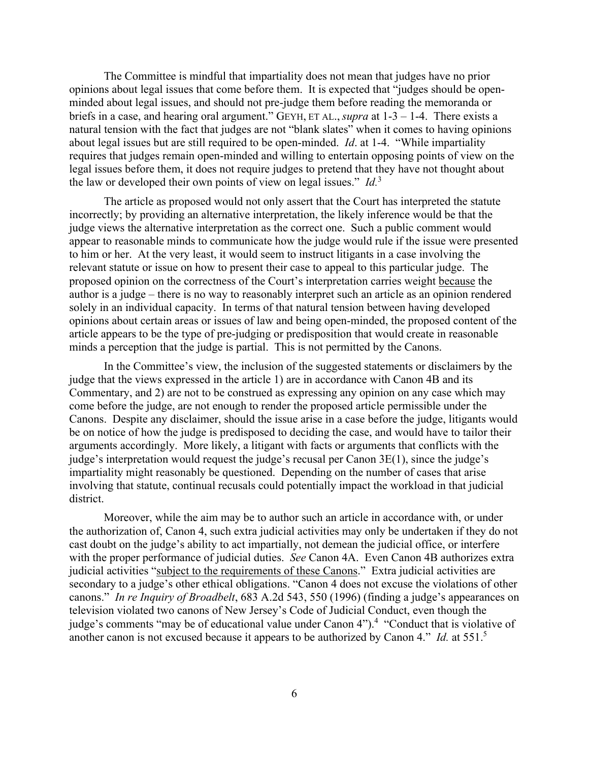The Committee is mindful that impartiality does not mean that judges have no prior opinions about legal issues that come before them. It is expected that "judges should be open-minded about legal issues, and should not pre-judge them before reading the memoranda or briefs in a case, and hearing oral argument." GEYH, ET AL., *supra* at 1-3 – 1-4. There exists a natural tension with the fact that judges are not "blank slates" when it comes to having opinions about legal issues but are still required to be open-minded. *Id*. at 1-4. "While impartiality requires that judges remain open-minded and willing to entertain opposing points of view on the legal issues before them, it does not require judges to pretend that they have not thought about the law or developed their own points of view on legal issues." *Id.*[3]

The article as proposed would not only assert that the Court has interpreted the statute incorrectly; by providing an alternative interpretation, the likely inference would be that the judge views the alternative interpretation as the correct one. Such a public comment would appear to reasonable minds to communicate how the judge would rule if the issue were presented to him or her. At the very least, it would seem to instruct litigants in a case involving the relevant statute or issue on how to present their case to appeal to this particular judge. The proposed opinion on the correctness of the Court's interpretation carries weight <u>because</u> the author is a judge – there is no way to reasonably interpret such an article as an opinion rendered solely in an individual capacity. In terms of that natural tension between having developed opinions about certain areas or issues of law and being open-minded, the proposed content of the article appears to be the type of pre-judging or predisposition that would create in reasonable minds a perception that the judge is partial. This is not permitted by the Canons.

In the Committee's view, the inclusion of the suggested statements or disclaimers by the judge that the views expressed in the article 1) are in accordance with Canon 4B and its Commentary, and 2) are not to be construed as expressing any opinion on any case which may come before the judge, are not enough to render the proposed article permissible under the Canons. Despite any disclaimer, should the issue arise in a case before the judge, litigants would be on notice of how the judge is predisposed to deciding the case, and would have to tailor their arguments accordingly. More likely, a litigant with facts or arguments that conflicts with the judge's interpretation would request the judge's recusal per Canon 3E(1), since the judge's impartiality might reasonably be questioned. Depending on the number of cases that arise involving that statute, continual recusals could potentially impact the workload in that judicial district.

Moreover, while the aim may be to author such an article in accordance with, or under the authorization of, Canon 4, such extra judicial activities may only be undertaken if they do not cast doubt on the judge's ability to act impartially, not demean the judicial office, or interfere with the proper performance of judicial duties. *See* Canon 4A. Even Canon 4B authorizes extra judicial activities "<u>subject to the requirements of these Canons</u>." Extra judicial activities are secondary to a judge's other ethical obligations. "Canon 4 does not excuse the violations of other canons." *In re Inquiry of Broadbelt*, 683 A.2d 543, 550 (1996) (finding a judge's appearances on television violated two canons of New Jersey's Code of Judicial Conduct, even though the judge's comments "may be of educational value under Canon 4").[4] "Conduct that is violative of another canon is not excused because it appears to be authorized by Canon 4." *Id.* at 551.[5]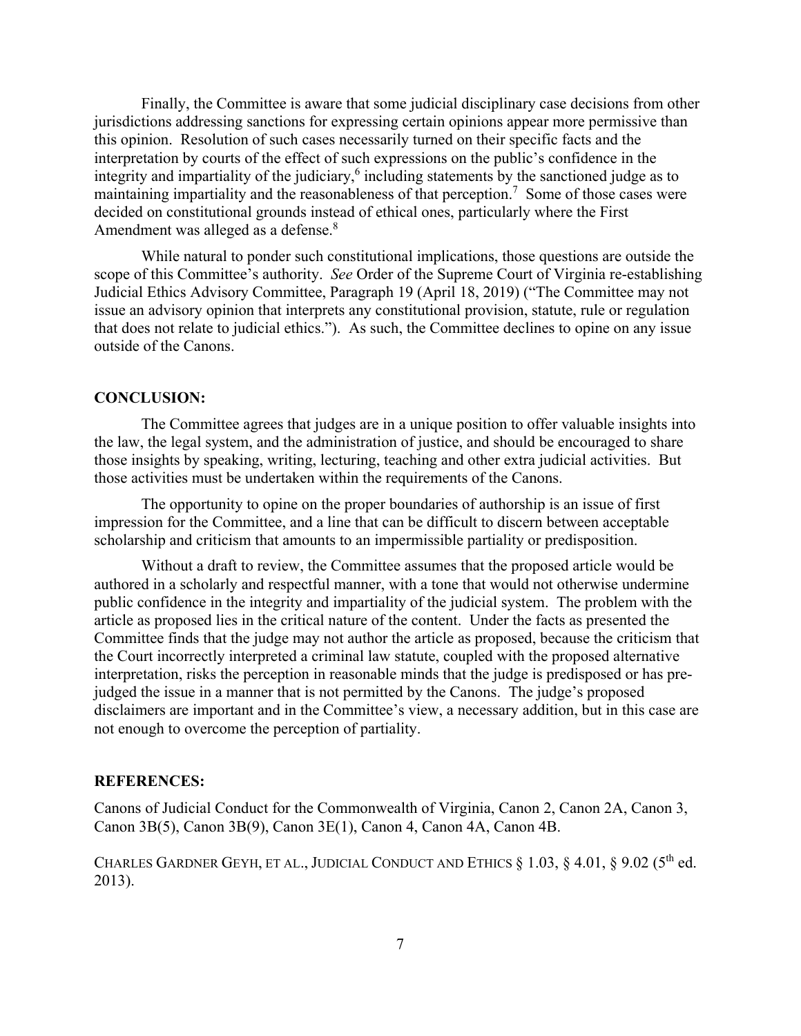Finally, the Committee is aware that some judicial disciplinary case decisions from other jurisdictions addressing sanctions for expressing certain opinions appear more permissive than this opinion. Resolution of such cases necessarily turned on their specific facts and the interpretation by courts of the effect of such expressions on the public's confidence in the integrity and impartiality of the judiciary,[6] including statements by the sanctioned judge as to maintaining impartiality and the reasonableness of that perception.[7] Some of those cases were decided on constitutional grounds instead of ethical ones, particularly where the First Amendment was alleged as a defense.[8]

While natural to ponder such constitutional implications, those questions are outside the scope of this Committee's authority. *See* Order of the Supreme Court of Virginia re-establishing Judicial Ethics Advisory Committee, Paragraph 19 (April 18, 2019) ("The Committee may not issue an advisory opinion that interprets any constitutional provision, statute, rule or regulation that does not relate to judicial ethics."). As such, the Committee declines to opine on any issue outside of the Canons.

## CONCLUSION:

The Committee agrees that judges are in a unique position to offer valuable insights into the law, the legal system, and the administration of justice, and should be encouraged to share those insights by speaking, writing, lecturing, teaching and other extra judicial activities. But those activities must be undertaken within the requirements of the Canons.

The opportunity to opine on the proper boundaries of authorship is an issue of first impression for the Committee, and a line that can be difficult to discern between acceptable scholarship and criticism that amounts to an impermissible partiality or predisposition.

Without a draft to review, the Committee assumes that the proposed article would be authored in a scholarly and respectful manner, with a tone that would not otherwise undermine public confidence in the integrity and impartiality of the judicial system. The problem with the article as proposed lies in the critical nature of the content. Under the facts as presented the Committee finds that the judge may not author the article as proposed, because the criticism that the Court incorrectly interpreted a criminal law statute, coupled with the proposed alternative interpretation, risks the perception in reasonable minds that the judge is predisposed or has pre-judged the issue in a manner that is not permitted by the Canons. The judge's proposed disclaimers are important and in the Committee's view, a necessary addition, but in this case are not enough to overcome the perception of partiality.

## REFERENCES:

Canons of Judicial Conduct for the Commonwealth of Virginia, Canon 2, Canon 2A, Canon 3, Canon 3B(5), Canon 3B(9), Canon 3E(1), Canon 4, Canon 4A, Canon 4B.

CHARLES GARDNER GEYH, ET AL., JUDICIAL CONDUCT AND ETHICS § 1.03, § 4.01, § 9.02 (5th ed. 2013).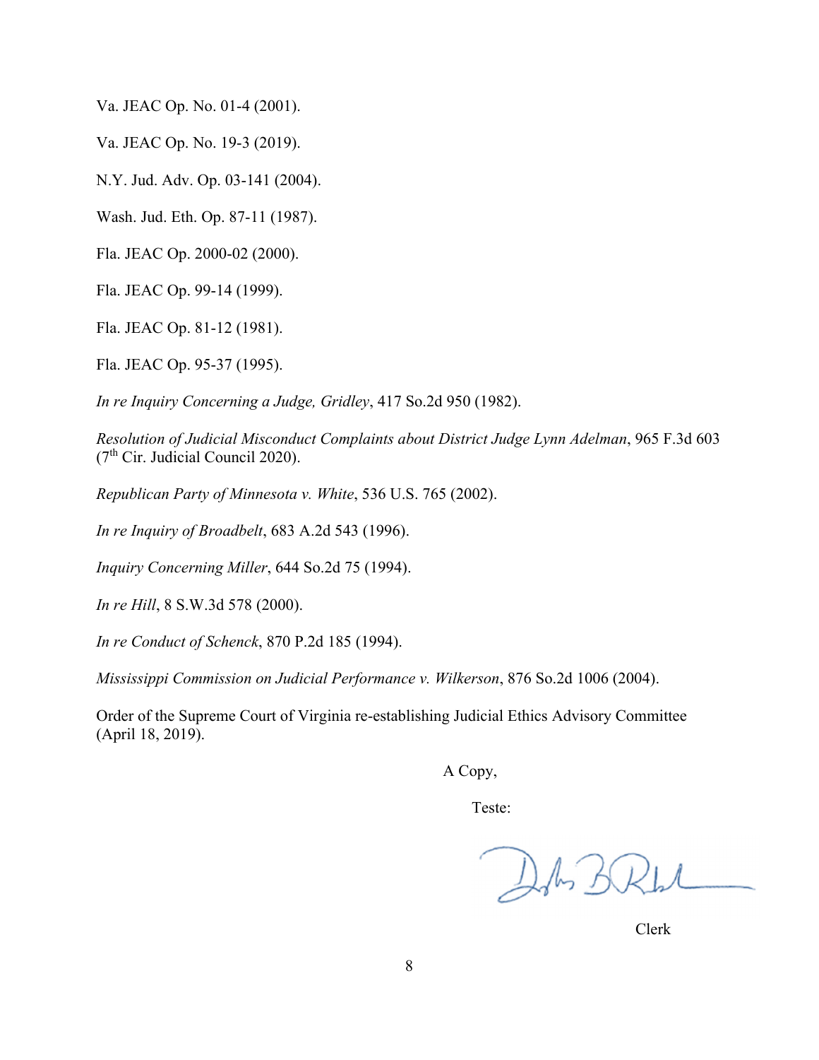Va. JEAC Op. No. 01-4 (2001).

Va. JEAC Op. No. 19-3 (2019).

N.Y. Jud. Adv. Op. 03-141 (2004).

Wash. Jud. Eth. Op. 87-11 (1987).

Fla. JEAC Op. 2000-02 (2000).

Fla. JEAC Op. 99-14 (1999).

Fla. JEAC Op. 81-12 (1981).

Fla. JEAC Op. 95-37 (1995).

*In re Inquiry Concerning a Judge, Gridley*, 417 So.2d 950 (1982).

*Resolution of Judicial Misconduct Complaints about District Judge Lynn Adelman*, 965 F.3d 603 (7th Cir. Judicial Council 2020).

*Republican Party of Minnesota v. White*, 536 U.S. 765 (2002).

*In re Inquiry of Broadbelt*, 683 A.2d 543 (1996).

*Inquiry Concerning Miller*, 644 So.2d 75 (1994).

*In re Hill*, 8 S.W.3d 578 (2000).

*In re Conduct of Schenck*, 870 P.2d 185 (1994).

*Mississippi Commission on Judicial Performance v. Wilkerson*, 876 So.2d 1006 (2004).

Order of the Supreme Court of Virginia re-establishing Judicial Ethics Advisory Committee (April 18, 2019).

A Copy,

Teste:

Clerk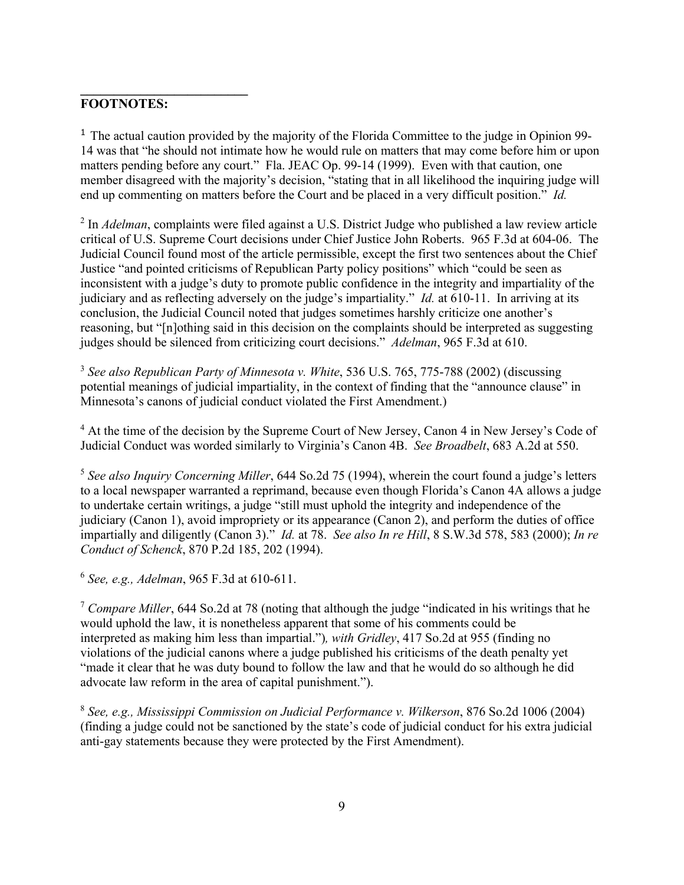## FOOTNOTES:

[1] The actual caution provided by the majority of the Florida Committee to the judge in Opinion 99-14 was that "he should not intimate how he would rule on matters that may come before him or upon matters pending before any court." Fla. JEAC Op. 99-14 (1999). Even with that caution, one member disagreed with the majority's decision, "stating that in all likelihood the inquiring judge will end up commenting on matters before the Court and be placed in a very difficult position." *Id.*

[2] In *Adelman*, complaints were filed against a U.S. District Judge who published a law review article critical of U.S. Supreme Court decisions under Chief Justice John Roberts. 965 F.3d at 604-06. The Judicial Council found most of the article permissible, except the first two sentences about the Chief Justice "and pointed criticisms of Republican Party policy positions" which "could be seen as inconsistent with a judge's duty to promote public confidence in the integrity and impartiality of the judiciary and as reflecting adversely on the judge's impartiality." *Id.* at 610-11. In arriving at its conclusion, the Judicial Council noted that judges sometimes harshly criticize one another's reasoning, but "[n]othing said in this decision on the complaints should be interpreted as suggesting judges should be silenced from criticizing court decisions." *Adelman*, 965 F.3d at 610.

[3] *See also Republican Party of Minnesota v. White*, 536 U.S. 765, 775-788 (2002) (discussing potential meanings of judicial impartiality, in the context of finding that the "announce clause" in Minnesota's canons of judicial conduct violated the First Amendment.)

[4] At the time of the decision by the Supreme Court of New Jersey, Canon 4 in New Jersey's Code of Judicial Conduct was worded similarly to Virginia's Canon 4B. *See Broadbelt*, 683 A.2d at 550.

[5] *See also Inquiry Concerning Miller*, 644 So.2d 75 (1994), wherein the court found a judge's letters to a local newspaper warranted a reprimand, because even though Florida's Canon 4A allows a judge to undertake certain writings, a judge "still must uphold the integrity and independence of the judiciary (Canon 1), avoid impropriety or its appearance (Canon 2), and perform the duties of office impartially and diligently (Canon 3)." *Id.* at 78. *See also In re Hill*, 8 S.W.3d 578, 583 (2000); *In re Conduct of Schenck*, 870 P.2d 185, 202 (1994).

[6] *See, e.g., Adelman*, 965 F.3d at 610-611.

[7] *Compare Miller*, 644 So.2d at 78 (noting that although the judge "indicated in his writings that he would uphold the law, it is nonetheless apparent that some of his comments could be interpreted as making him less than impartial.")*, with Gridley*, 417 So.2d at 955 (finding no violations of the judicial canons where a judge published his criticisms of the death penalty yet "made it clear that he was duty bound to follow the law and that he would do so although he did advocate law reform in the area of capital punishment.").

[8] *See, e.g., Mississippi Commission on Judicial Performance v. Wilkerson*, 876 So.2d 1006 (2004) (finding a judge could not be sanctioned by the state's code of judicial conduct for his extra judicial anti-gay statements because they were protected by the First Amendment).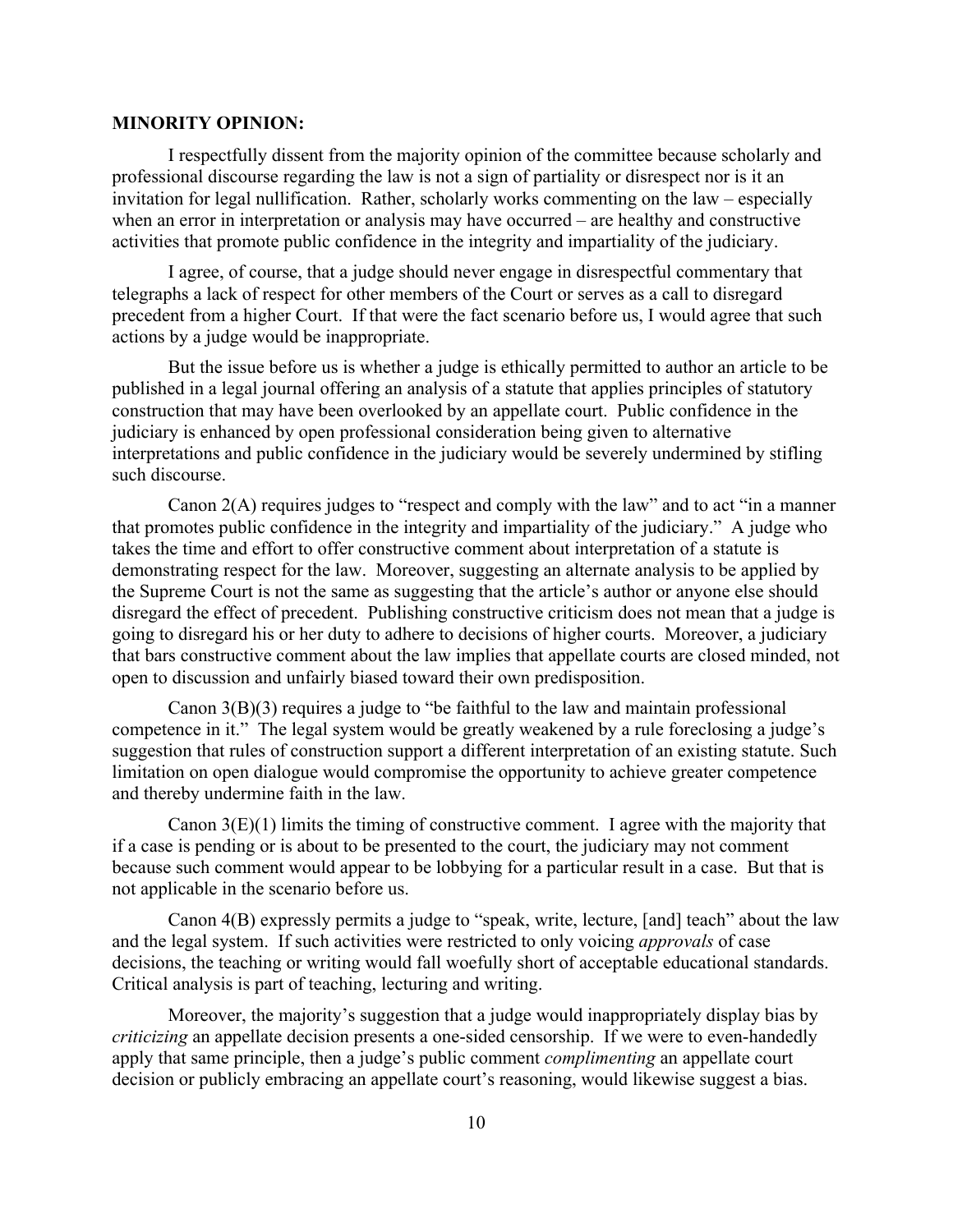**MINORITY OPINION:**

I respectfully dissent from the majority opinion of the committee because scholarly and professional discourse regarding the law is not a sign of partiality or disrespect nor is it an invitation for legal nullification. Rather, scholarly works commenting on the law – especially when an error in interpretation or analysis may have occurred – are healthy and constructive activities that promote public confidence in the integrity and impartiality of the judiciary.

I agree, of course, that a judge should never engage in disrespectful commentary that telegraphs a lack of respect for other members of the Court or serves as a call to disregard precedent from a higher Court. If that were the fact scenario before us, I would agree that such actions by a judge would be inappropriate.

But the issue before us is whether a judge is ethically permitted to author an article to be published in a legal journal offering an analysis of a statute that applies principles of statutory construction that may have been overlooked by an appellate court. Public confidence in the judiciary is enhanced by open professional consideration being given to alternative interpretations and public confidence in the judiciary would be severely undermined by stifling such discourse.

Canon 2(A) requires judges to "respect and comply with the law" and to act "in a manner that promotes public confidence in the integrity and impartiality of the judiciary." A judge who takes the time and effort to offer constructive comment about interpretation of a statute is demonstrating respect for the law. Moreover, suggesting an alternate analysis to be applied by the Supreme Court is not the same as suggesting that the article's author or anyone else should disregard the effect of precedent. Publishing constructive criticism does not mean that a judge is going to disregard his or her duty to adhere to decisions of higher courts. Moreover, a judiciary that bars constructive comment about the law implies that appellate courts are closed minded, not open to discussion and unfairly biased toward their own predisposition.

Canon 3(B)(3) requires a judge to "be faithful to the law and maintain professional competence in it." The legal system would be greatly weakened by a rule foreclosing a judge's suggestion that rules of construction support a different interpretation of an existing statute. Such limitation on open dialogue would compromise the opportunity to achieve greater competence and thereby undermine faith in the law.

Canon 3(E)(1) limits the timing of constructive comment. I agree with the majority that if a case is pending or is about to be presented to the court, the judiciary may not comment because such comment would appear to be lobbying for a particular result in a case. But that is not applicable in the scenario before us.

Canon 4(B) expressly permits a judge to "speak, write, lecture, [and] teach" about the law and the legal system. If such activities were restricted to only voicing *approvals* of case decisions, the teaching or writing would fall woefully short of acceptable educational standards. Critical analysis is part of teaching, lecturing and writing.

Moreover, the majority's suggestion that a judge would inappropriately display bias by *criticizing* an appellate decision presents a one-sided censorship. If we were to even-handedly apply that same principle, then a judge's public comment *complimenting* an appellate court decision or publicly embracing an appellate court's reasoning, would likewise suggest a bias.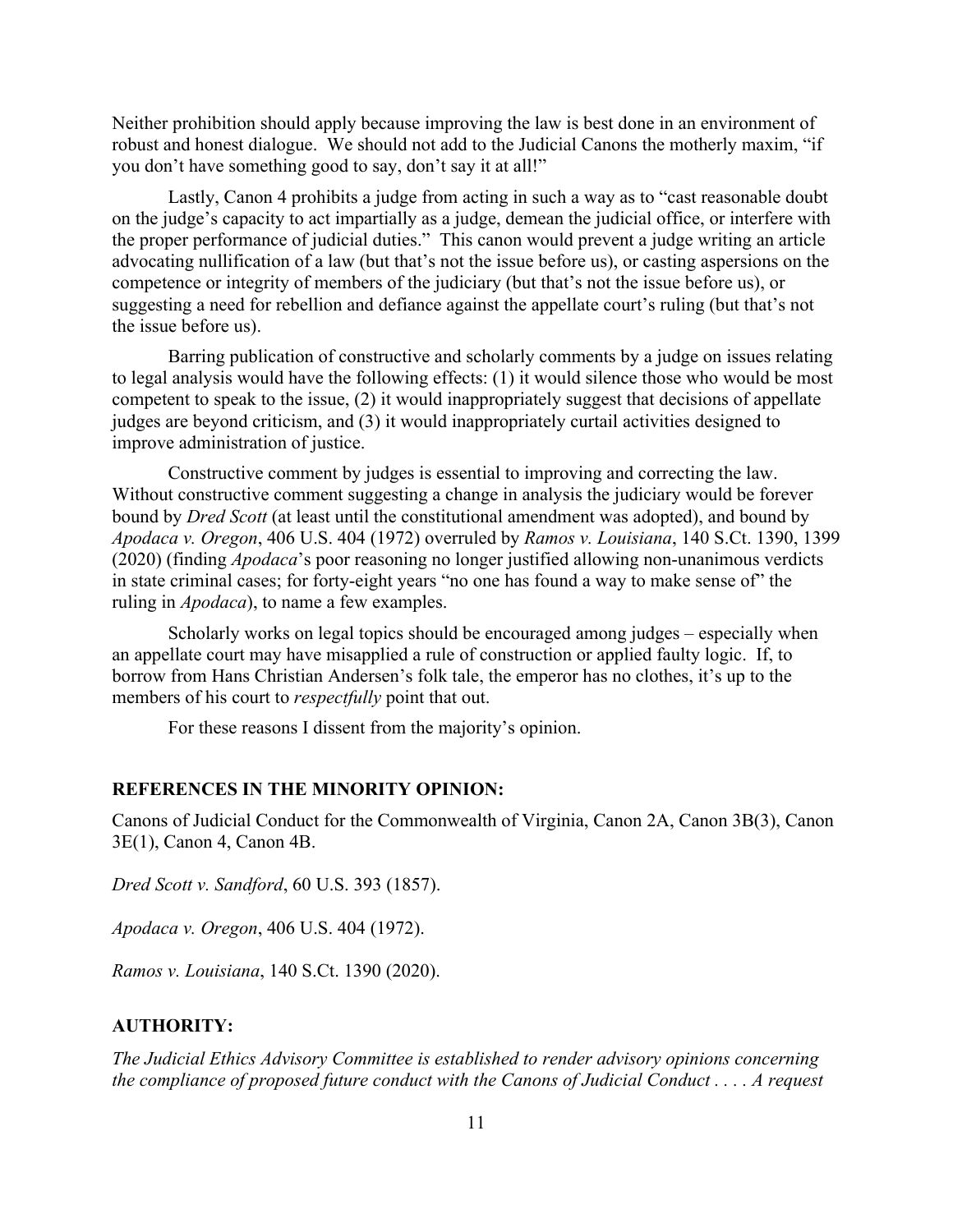Neither prohibition should apply because improving the law is best done in an environment of robust and honest dialogue. We should not add to the Judicial Canons the motherly maxim, "if you don't have something good to say, don't say it at all!"

Lastly, Canon 4 prohibits a judge from acting in such a way as to "cast reasonable doubt on the judge's capacity to act impartially as a judge, demean the judicial office, or interfere with the proper performance of judicial duties." This canon would prevent a judge writing an article advocating nullification of a law (but that's not the issue before us), or casting aspersions on the competence or integrity of members of the judiciary (but that's not the issue before us), or suggesting a need for rebellion and defiance against the appellate court's ruling (but that's not the issue before us).

Barring publication of constructive and scholarly comments by a judge on issues relating to legal analysis would have the following effects: (1) it would silence those who would be most competent to speak to the issue, (2) it would inappropriately suggest that decisions of appellate judges are beyond criticism, and (3) it would inappropriately curtail activities designed to improve administration of justice.

Constructive comment by judges is essential to improving and correcting the law. Without constructive comment suggesting a change in analysis the judiciary would be forever bound by *Dred Scott* (at least until the constitutional amendment was adopted), and bound by *Apodaca v. Oregon*, 406 U.S. 404 (1972) overruled by *Ramos v. Louisiana*, 140 S.Ct. 1390, 1399 (2020) (finding *Apodaca*'s poor reasoning no longer justified allowing non-unanimous verdicts in state criminal cases; for forty-eight years "no one has found a way to make sense of" the ruling in *Apodaca*), to name a few examples.

Scholarly works on legal topics should be encouraged among judges – especially when an appellate court may have misapplied a rule of construction or applied faulty logic. If, to borrow from Hans Christian Andersen's folk tale, the emperor has no clothes, it's up to the members of his court to *respectfully* point that out.

For these reasons I dissent from the majority's opinion.

**REFERENCES IN THE MINORITY OPINION:**

Canons of Judicial Conduct for the Commonwealth of Virginia, Canon 2A, Canon 3B(3), Canon 3E(1), Canon 4, Canon 4B.

*Dred Scott v. Sandford*, 60 U.S. 393 (1857).

*Apodaca v. Oregon*, 406 U.S. 404 (1972).

*Ramos v. Louisiana*, 140 S.Ct. 1390 (2020).

**AUTHORITY:**

*The Judicial Ethics Advisory Committee is established to render advisory opinions concerning the compliance of proposed future conduct with the Canons of Judicial Conduct . . . . A request*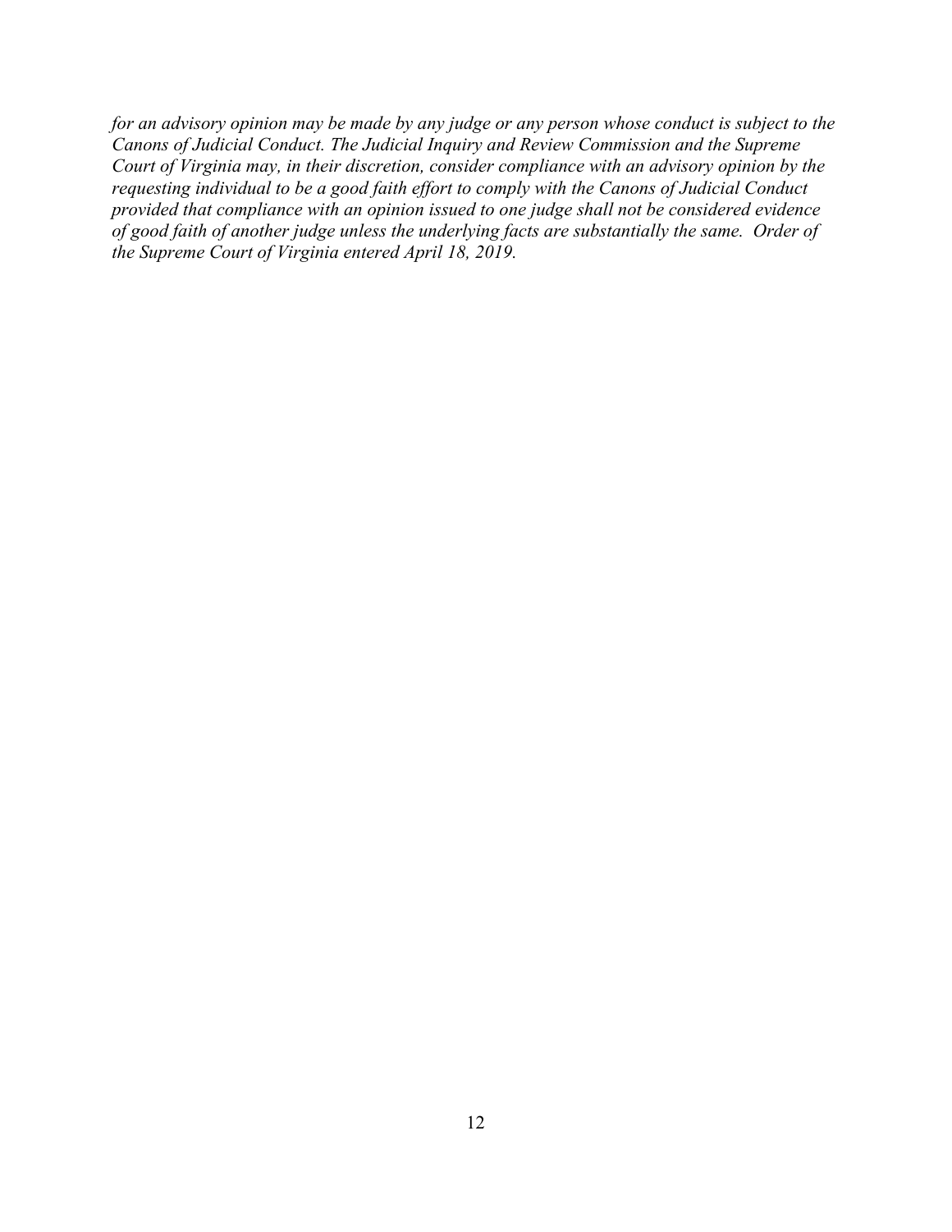*for an advisory opinion may be made by any judge or any person whose conduct is subject to the Canons of Judicial Conduct. The Judicial Inquiry and Review Commission and the Supreme Court of Virginia may, in their discretion, consider compliance with an advisory opinion by the requesting individual to be a good faith effort to comply with the Canons of Judicial Conduct provided that compliance with an opinion issued to one judge shall not be considered evidence of good faith of another judge unless the underlying facts are substantially the same. Order of the Supreme Court of Virginia entered April 18, 2019.*